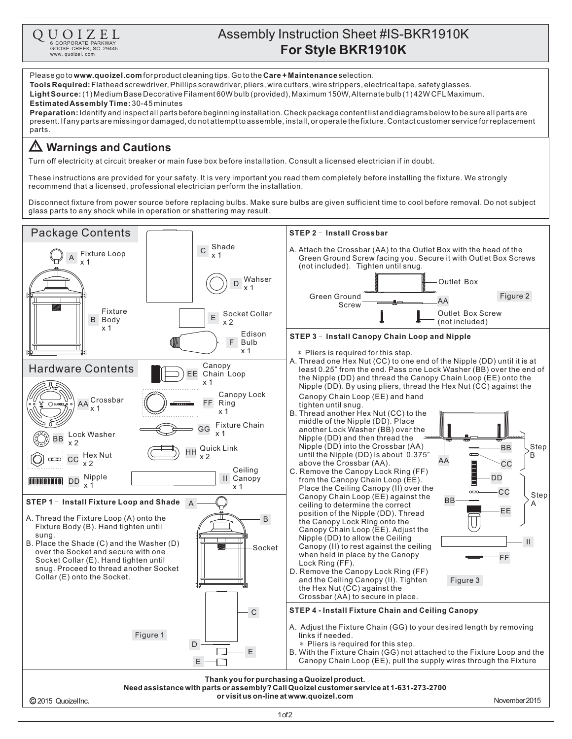QUOIZEL
6 CORPORATE PARKWAY
GOOSE CREEK, SC. 29445
www. quoizel. com

# Assembly Instruction Sheet #IS-BKR1910K
# For Style BKR1910K

Please go to **www.quoizel.com** for product cleaning tips. Go to the **Care + Maintenance** selection.
**Tools Required:** Flathead screwdriver, Phillips screwdriver, pliers, wire cutters, wire strippers, electrical tape, safety glasses.
**Light Source:** (1) Medium Base Decorative Filament 60W bulb (provided), Maximum 150W, Alternate bulb (1) 42W CFL Maximum.
**Estimated Assembly Time:** 30-45 minutes
**Preparation:** Identify and inspect all parts before beginning installation. Check package content list and diagrams below to be sure all parts are present. If any parts are missing or damaged, do not attempt to assemble, install, or operate the fixture. Contact customer service for replacement parts.

## ⚠ Warnings and Cautions

Turn off electricity at circuit breaker or main fuse box before installation. Consult a licensed electrician if in doubt.

These instructions are provided for your safety. It is very important you read them completely before installing the fixture. We strongly recommend that a licensed, professional electrician perform the installation.

Disconnect fixture from power source before replacing bulbs. Make sure bulbs are given sufficient time to cool before removal. Do not subject glass parts to any shock while in operation or shattering may result.

## Package Contents

- A Fixture Loop x 1
- B Fixture Body x 1
- C Shade x 1
- D Wahser x 1
- E Socket Collar x 2
- F Edison Bulb x 1

## Hardware Contents

- AA Crossbar x 1
- BB Lock Washer x 2
- CC Hex Nut x 2
- DD Nipple x 1
- EE Canopy Chain Loop x 1
- FF Canopy Lock Ring x 1
- GG Fixture Chain x 1
- HH Quick Link x 2
- II Ceiling Canopy x 1

### STEP 1 - Install Fixture Loop and Shade

A. Thread the Fixture Loop (A) onto the Fixture Body (B). Hand tighten until sung.
B. Place the Shade (C) and the Washer (D) over the Socket and secure with one Socket Collar (E). Hand tighten until snug. Proceed to thread another Socket Collar (E) onto the Socket.

Figure 1

### STEP 2 - Install Crossbar

A. Attach the Crossbar (AA) to the Outlet Box with the head of the Green Ground Screw facing you. Secure it with Outlet Box Screws (not included). Tighten until snug.

Figure 2

### STEP 3 - Install Canopy Chain Loop and Nipple

* Pliers is required for this step.

A. Thread one Hex Nut (CC) to one end of the Nipple (DD) until it is at least 0.25" from the end. Pass one Lock Washer (BB) over the end of the Nipple (DD) and thread the Canopy Chain Loop (EE) onto the Nipple (DD). By using pliers, thread the Hex Nut (CC) against the Canopy Chain Loop (EE) and hand tighten until snug.
B. Thread another Hex Nut (CC) to the middle of the Nipple (DD). Place another Lock Washer (BB) over the Nipple (DD) and then thread the Nipple (DD) into the Crossbar (AA) until the Nipple (DD) is about 0.375" above the Crossbar (AA).
C. Remove the Canopy Lock Ring (FF) from the Canopy Chain Loop (EE). Place the Ceiling Canopy (II) over the Canopy Chain Loop (EE) against the ceiling to determine the correct position of the Nipple (DD). Thread the Canopy Lock Ring onto the Canopy Chain Loop (EE). Adjust the Nipple (DD) to allow the Ceiling Canopy (II) to rest against the ceiling when held in place by the Canopy Lock Ring (FF).
D. Remove the Canopy Lock Ring (FF) and the Ceiling Canopy (II). Tighten the Hex Nut (CC) against the Crossbar (AA) to secure in place.

Figure 3

### STEP 4 - Install Fixture Chain and Ceiling Canopy

A. Adjust the Fixture Chain (GG) to your desired length by removing links if needed.
   * Pliers is required for this step.
B. With the Fixture Chain (GG) not attached to the Fixture Loop and the Canopy Chain Loop (EE), pull the supply wires through the Fixture

**Thank you for purchasing a Quoizel product.**
**Need assistance with parts or assembly? Call Quoizel customer service at 1-631-273-2700 or visit us on-line at www.quoizel.com**

© 2015 Quoizel Inc. November 2015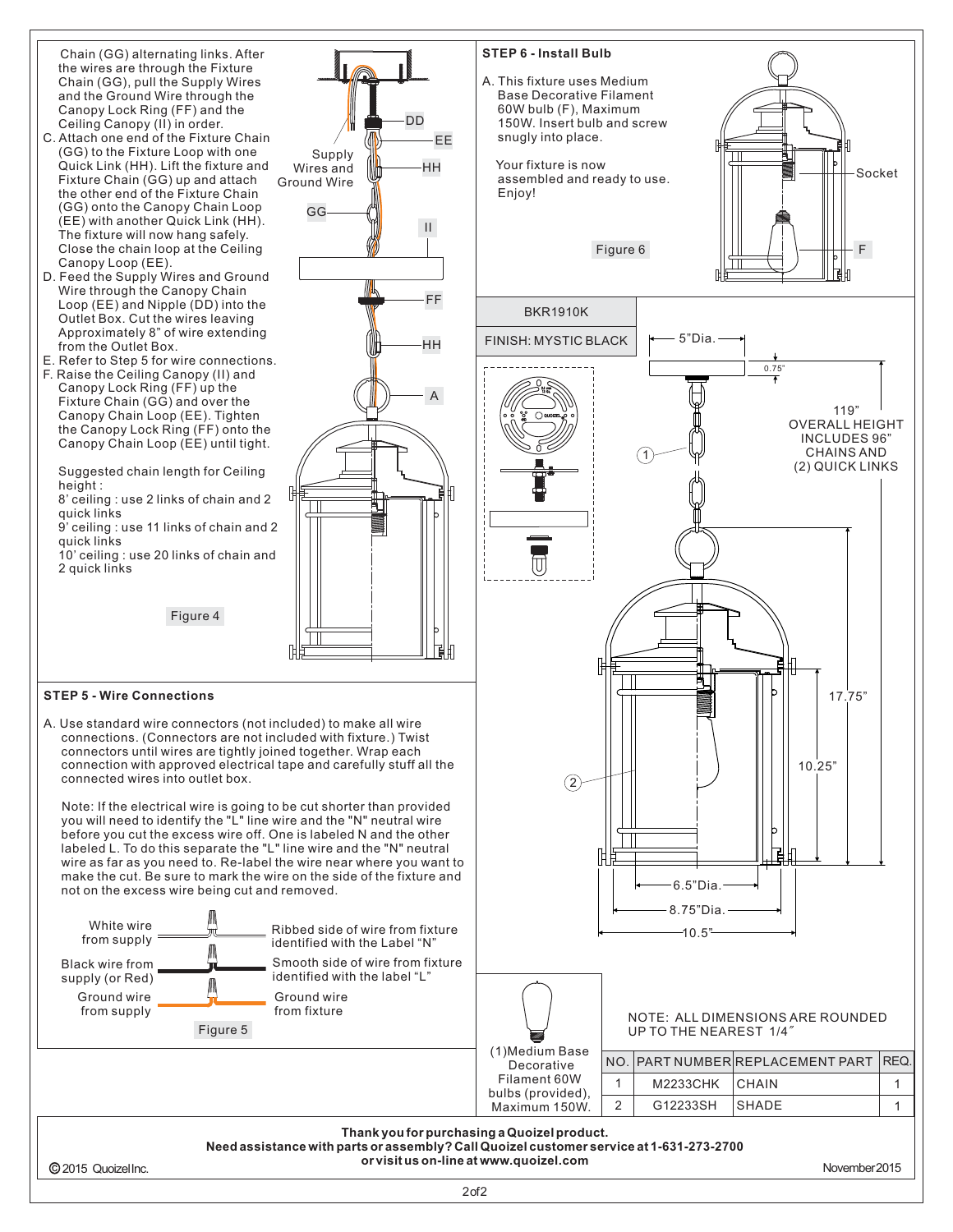Chain (GG) alternating links. After the wires are through the Fixture Chain (GG), pull the Supply Wires and the Ground Wire through the Canopy Lock Ring (FF) and the Ceiling Canopy (II) in order.

C. Attach one end of the Fixture Chain (GG) to the Fixture Loop with one Quick Link (HH). Lift the fixture and Fixture Chain (GG) up and attach the other end of the Fixture Chain (GG) onto the Canopy Chain Loop (EE) with another Quick Link (HH). The fixture will now hang safely. Close the chain loop at the Ceiling Canopy Loop (EE).

D. Feed the Supply Wires and Ground Wire through the Canopy Chain Loop (EE) and Nipple (DD) into the Outlet Box. Cut the wires leaving Approximately 8" of wire extending from the Outlet Box.

E. Refer to Step 5 for wire connections.

F. Raise the Ceiling Canopy (II) and Canopy Lock Ring (FF) up the Fixture Chain (GG) and over the Canopy Chain Loop (EE). Tighten the Canopy Lock Ring (FF) onto the Canopy Chain Loop (EE) until tight.

Suggested chain length for Ceiling height :
8' ceiling : use 2 links of chain and 2 quick links
9' ceiling : use 11 links of chain and 2 quick links
10' ceiling : use 20 links of chain and 2 quick links

DD
EE
Supply Wires and Ground Wire
HH
GG
II
FF
HH
A

Figure 4

## STEP 5 - Wire Connections

A. Use standard wire connectors (not included) to make all wire connections. (Connectors are not included with fixture.) Twist connectors until wires are tightly joined together. Wrap each connection with approved electrical tape and carefully stuff all the connected wires into outlet box.

Note: If the electrical wire is going to be cut shorter than provided you will need to identify the "L" line wire and the "N" neutral wire before you cut the excess wire off. One is labeled N and the other labeled L. To do this separate the "L" line wire and the "N" neutral wire as far as you need to. Re-label the wire near where you want to make the cut. Be sure to mark the wire on the side of the fixture and not on the excess wire being cut and removed.

White wire from supply — Ribbed side of wire from fixture identified with the Label "N"

Black wire from supply (or Red) — Smooth side of wire from fixture identified with the label "L"

Ground wire from supply — Ground wire from fixture

Figure 5

## STEP 6 - Install Bulb

A. This fixture uses Medium Base Decorative Filament 60W bulb (F), Maximum 150W. Insert bulb and screw snugly into place.

Your fixture is now assembled and ready to use. Enjoy!

Socket
F

Figure 6

| BKR1910K |
|---|
| FINISH: MYSTIC BLACK |

5"Dia.
0.75"
119" OVERALL HEIGHT INCLUDES 96" CHAINS AND (2) QUICK LINKS
1
2
17.75"
10.25"
6.5"Dia.
8.75"Dia.
10.5"

(1)Medium Base Decorative Filament 60W bulbs (provided), Maximum 150W.

NOTE: ALL DIMENSIONS ARE ROUNDED UP TO THE NEAREST 1/4″

| NO. | PART NUMBER | REPLACEMENT PART | REQ. |
|---|---|---|---|
| 1 | M2233CHK | CHAIN | 1 |
| 2 | G12233SH | SHADE | 1 |

**Thank you for purchasing a Quoizel product.**
**Need assistance with parts or assembly? Call Quoizel customer service at 1-631-273-2700 or visit us on-line at www.quoizel.com**

© 2015 Quoizel Inc. November 2015